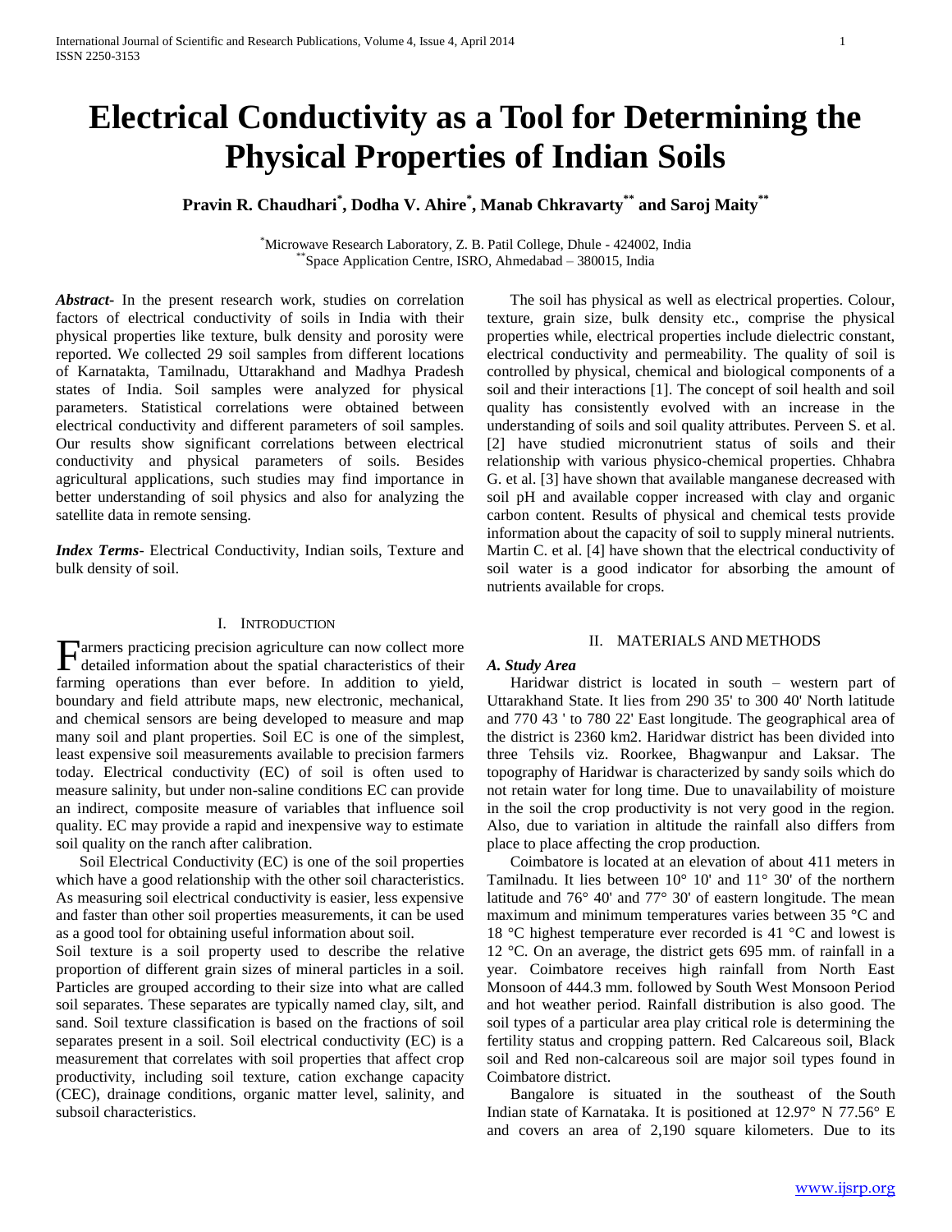# Electrical Conductivity as a Tool for Determining the Physical Properties of Indian Soils

**Pravin R. Chaudhari[*], Dodha V. Ahire[*], Manab Chkravarty[**] and Saroj Maity[**]**

[*] Microwave Research Laboratory, Z. B. Patil College, Dhule - 424002, India
[**] Space Application Centre, ISRO, Ahmedabad – 380015, India

***Abstract*-** In the present research work, studies on correlation factors of electrical conductivity of soils in India with their physical properties like texture, bulk density and porosity were reported. We collected 29 soil samples from different locations of Karnatakta, Tamilnadu, Uttarakhand and Madhya Pradesh states of India. Soil samples were analyzed for physical parameters. Statistical correlations were obtained between electrical conductivity and different parameters of soil samples. Our results show significant correlations between electrical conductivity and physical parameters of soils. Besides agricultural applications, such studies may find importance in better understanding of soil physics and also for analyzing the satellite data in remote sensing.

***Index Terms*-** Electrical Conductivity, Indian soils, Texture and bulk density of soil.

## I. Introduction

Farmers practicing precision agriculture can now collect more detailed information about the spatial characteristics of their farming operations than ever before. In addition to yield, boundary and field attribute maps, new electronic, mechanical, and chemical sensors are being developed to measure and map many soil and plant properties. Soil EC is one of the simplest, least expensive soil measurements available to precision farmers today. Electrical conductivity (EC) of soil is often used to measure salinity, but under non-saline conditions EC can provide an indirect, composite measure of variables that influence soil quality. EC may provide a rapid and inexpensive way to estimate soil quality on the ranch after calibration.

Soil Electrical Conductivity (EC) is one of the soil properties which have a good relationship with the other soil characteristics. As measuring soil electrical conductivity is easier, less expensive and faster than other soil properties measurements, it can be used as a good tool for obtaining useful information about soil.

Soil texture is a soil property used to describe the relative proportion of different grain sizes of mineral particles in a soil. Particles are grouped according to their size into what are called soil separates. These separates are typically named clay, silt, and sand. Soil texture classification is based on the fractions of soil separates present in a soil. Soil electrical conductivity (EC) is a measurement that correlates with soil properties that affect crop productivity, including soil texture, cation exchange capacity (CEC), drainage conditions, organic matter level, salinity, and subsoil characteristics.

The soil has physical as well as electrical properties. Colour, texture, grain size, bulk density etc., comprise the physical properties while, electrical properties include dielectric constant, electrical conductivity and permeability. The quality of soil is controlled by physical, chemical and biological components of a soil and their interactions [1]. The concept of soil health and soil quality has consistently evolved with an increase in the understanding of soils and soil quality attributes. Perveen S. et al. [2] have studied micronutrient status of soils and their relationship with various physico-chemical properties. Chhabra G. et al. [3] have shown that available manganese decreased with soil pH and available copper increased with clay and organic carbon content. Results of physical and chemical tests provide information about the capacity of soil to supply mineral nutrients. Martin C. et al. [4] have shown that the electrical conductivity of soil water is a good indicator for absorbing the amount of nutrients available for crops.

## II. Materials and Methods

### *A. Study Area*

Haridwar district is located in south – western part of Uttarakhand State. It lies from 290 35' to 300 40' North latitude and 770 43 ' to 780 22' East longitude. The geographical area of the district is 2360 km2. Haridwar district has been divided into three Tehsils viz. Roorkee, Bhagwanpur and Laksar. The topography of Haridwar is characterized by sandy soils which do not retain water for long time. Due to unavailability of moisture in the soil the crop productivity is not very good in the region. Also, due to variation in altitude the rainfall also differs from place to place affecting the crop production.

Coimbatore is located at an elevation of about 411 meters in Tamilnadu. It lies between 10° 10' and 11° 30' of the northern latitude and 76° 40' and 77° 30' of eastern longitude. The mean maximum and minimum temperatures varies between 35 °C and 18 °C highest temperature ever recorded is 41 °C and lowest is 12 °C. On an average, the district gets 695 mm. of rainfall in a year. Coimbatore receives high rainfall from North East Monsoon of 444.3 mm. followed by South West Monsoon Period and hot weather period. Rainfall distribution is also good. The soil types of a particular area play critical role is determining the fertility status and cropping pattern. Red Calcareous soil, Black soil and Red non-calcareous soil are major soil types found in Coimbatore district.

Bangalore is situated in the southeast of the South Indian state of Karnataka. It is positioned at 12.97° N 77.56° E and covers an area of 2,190 square kilometers. Due to its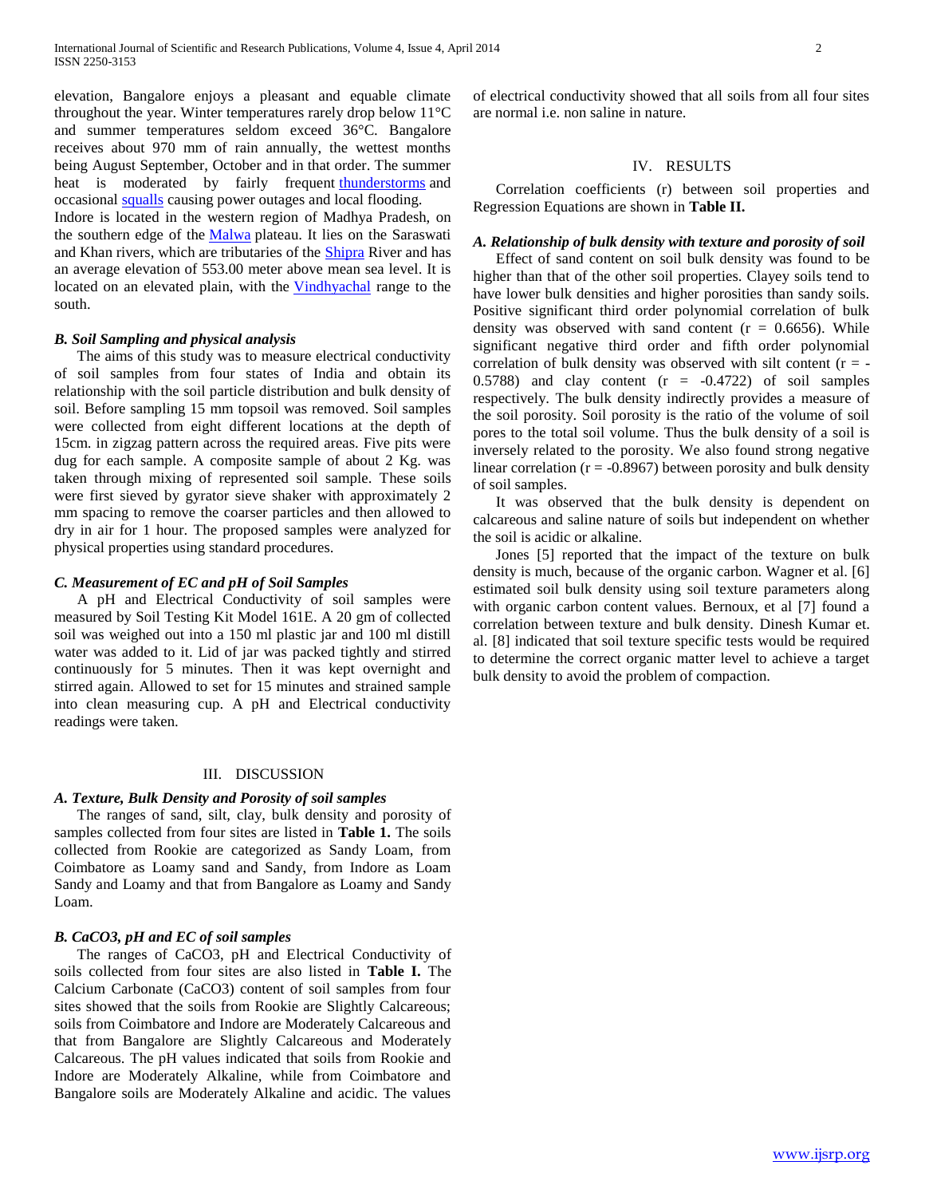elevation, Bangalore enjoys a pleasant and equable climate throughout the year. Winter temperatures rarely drop below 11°C and summer temperatures seldom exceed 36°C. Bangalore receives about 970 mm of rain annually, the wettest months being August September, October and in that order. The summer heat is moderated by fairly frequent thunderstorms and occasional squalls causing power outages and local flooding.

Indore is located in the western region of Madhya Pradesh, on the southern edge of the Malwa plateau. It lies on the Saraswati and Khan rivers, which are tributaries of the Shipra River and has an average elevation of 553.00 meter above mean sea level. It is located on an elevated plain, with the Vindhyachal range to the south.

### *B. Soil Sampling and physical analysis*

The aims of this study was to measure electrical conductivity of soil samples from four states of India and obtain its relationship with the soil particle distribution and bulk density of soil. Before sampling 15 mm topsoil was removed. Soil samples were collected from eight different locations at the depth of 15cm. in zigzag pattern across the required areas. Five pits were dug for each sample. A composite sample of about 2 Kg. was taken through mixing of represented soil sample. These soils were first sieved by gyrator sieve shaker with approximately 2 mm spacing to remove the coarser particles and then allowed to dry in air for 1 hour. The proposed samples were analyzed for physical properties using standard procedures.

### *C. Measurement of EC and pH of Soil Samples*

A pH and Electrical Conductivity of soil samples were measured by Soil Testing Kit Model 161E. A 20 gm of collected soil was weighed out into a 150 ml plastic jar and 100 ml distill water was added to it. Lid of jar was packed tightly and stirred continuously for 5 minutes. Then it was kept overnight and stirred again. Allowed to set for 15 minutes and strained sample into clean measuring cup. A pH and Electrical conductivity readings were taken.

## III. DISCUSSION

### *A. Texture, Bulk Density and Porosity of soil samples*

The ranges of sand, silt, clay, bulk density and porosity of samples collected from four sites are listed in **Table 1.** The soils collected from Rookie are categorized as Sandy Loam, from Coimbatore as Loamy sand and Sandy, from Indore as Loam Sandy and Loamy and that from Bangalore as Loamy and Sandy Loam.

### *B. CaCO3, pH and EC of soil samples*

The ranges of $CaCO_3$, pH and Electrical Conductivity of soils collected from four sites are also listed in **Table I.** The Calcium Carbonate ($CaCO_3$) content of soil samples from four sites showed that the soils from Rookie are Slightly Calcareous; soils from Coimbatore and Indore are Moderately Calcareous and that from Bangalore are Slightly Calcareous and Moderately Calcareous. The pH values indicated that soils from Rookie and Indore are Moderately Alkaline, while from Coimbatore and Bangalore soils are Moderately Alkaline and acidic. The values of electrical conductivity showed that all soils from all four sites are normal i.e. non saline in nature.

## IV. RESULTS

Correlation coefficients (r) between soil properties and Regression Equations are shown in **Table II.**

### *A. Relationship of bulk density with texture and porosity of soil*

Effect of sand content on soil bulk density was found to be higher than that of the other soil properties. Clayey soils tend to have lower bulk densities and higher porosities than sandy soils. Positive significant third order polynomial correlation of bulk density was observed with sand content ($r = 0.6656$). While significant negative third order and fifth order polynomial correlation of bulk density was observed with silt content ($r = -0.5788$) and clay content ($r = -0.4722$) of soil samples respectively. The bulk density indirectly provides a measure of the soil porosity. Soil porosity is the ratio of the volume of soil pores to the total soil volume. Thus the bulk density of a soil is inversely related to the porosity. We also found strong negative linear correlation ($r = -0.8967$) between porosity and bulk density of soil samples.

It was observed that the bulk density is dependent on calcareous and saline nature of soils but independent on whether the soil is acidic or alkaline.

Jones [5] reported that the impact of the texture on bulk density is much, because of the organic carbon. Wagner et al. [6] estimated soil bulk density using soil texture parameters along with organic carbon content values. Bernoux, et al [7] found a correlation between texture and bulk density. Dinesh Kumar et. al. [8] indicated that soil texture specific tests would be required to determine the correct organic matter level to achieve a target bulk density to avoid the problem of compaction.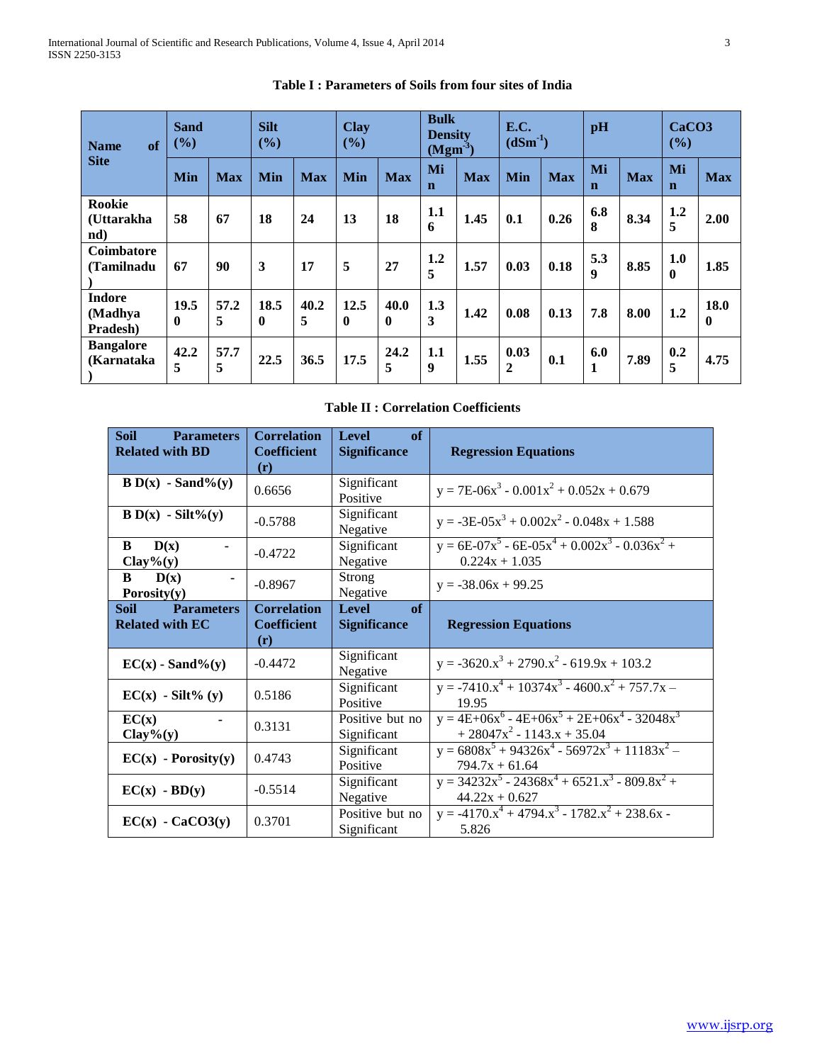**Table I : Parameters of Soils from four sites of India**

| Name of Site | Sand (%) | | Silt (%) | | Clay (%) | | Bulk Density ($Mgm^{-3}$) | | E.C. ($dSm^{-1}$) | | pH | | CaCO3 (%) | |
|---|---|---|---|---|---|---|---|---|---|---|---|---|---|---|
| | Min | Max | Min | Max | Min | Max | Min | Max | Min | Max | Min | Max | Min | Max |
| Rookie (Uttarakhand) | 58 | 67 | 18 | 24 | 13 | 18 | 1.16 | 1.45 | 0.1 | 0.26 | 6.88 | 8.34 | 1.25 | 2.00 |
| Coimbatore (Tamilnadu) | 67 | 90 | 3 | 17 | 5 | 27 | 1.25 | 1.57 | 0.03 | 0.18 | 5.39 | 8.85 | 1.00 | 1.85 |
| Indore (Madhya Pradesh) | 19.50 | 57.25 | 18.50 | 40.25 | 12.50 | 40.00 | 1.33 | 1.42 | 0.08 | 0.13 | 7.8 | 8.00 | 1.2 | 18.00 |
| Bangalore (Karnataka) | 42.25 | 57.75 | 22.5 | 36.5 | 17.5 | 24.25 | 1.19 | 1.55 | 0.032 | 0.1 | 6.01 | 7.89 | 0.25 | 4.75 |

**Table II : Correlation Coefficients**

| Soil Parameters Related with BD | Correlation Coefficient (r) | Level of Significance | Regression Equations |
|---|---|---|---|
| B D(x) - Sand%(y) | 0.6656 | Significant Positive | $y = 7E\text{-}06x^3 - 0.001x^2 + 0.052x + 0.679$ |
| B D(x) - Silt%(y) | -0.5788 | Significant Negative | $y = -3E\text{-}05x^3 + 0.002x^2 - 0.048x + 1.588$ |
| B D(x) - Clay%(y) | -0.4722 | Significant Negative | $y = 6E\text{-}07x^5 - 6E\text{-}05x^4 + 0.002x^3 - 0.036x^2 + 0.224x + 1.035$ |
| B D(x) - Porosity(y) | -0.8967 | Strong Negative | $y = -38.06x + 99.25$ |
| **Soil Parameters Related with EC** | **Correlation Coefficient (r)** | **Level of Significance** | **Regression Equations** |
| EC(x) - Sand%(y) | -0.4472 | Significant Negative | $y = -3620.x^3 + 2790.x^2 - 619.9x + 103.2$ |
| EC(x) - Silt% (y) | 0.5186 | Significant Positive | $y = -7410.x^4 + 10374x^3 - 4600.x^2 + 757.7x - 19.95$ |
| EC(x) - Clay%(y) | 0.3131 | Positive but no Significant | $y = 4E\text{+}06x^6 - 4E\text{+}06x^5 + 2E\text{+}06x^4 - 32048x^3 + 28047x^2 - 1143.x + 35.04$ |
| EC(x) - Porosity(y) | 0.4743 | Significant Positive | $y = 6808x^5 + 94326x^4 - 56972x^3 + 11183x^2 - 794.7x + 61.64$ |
| EC(x) - BD(y) | -0.5514 | Significant Negative | $y = 34232x^5 - 24368x^4 + 6521.x^3 - 809.8x^2 + 44.22x + 0.627$ |
| EC(x) - CaCO3(y) | 0.3701 | Positive but no Significant | $y = -4170.x^4 + 4794.x^3 - 1782.x^2 + 238.6x - 5.826$ |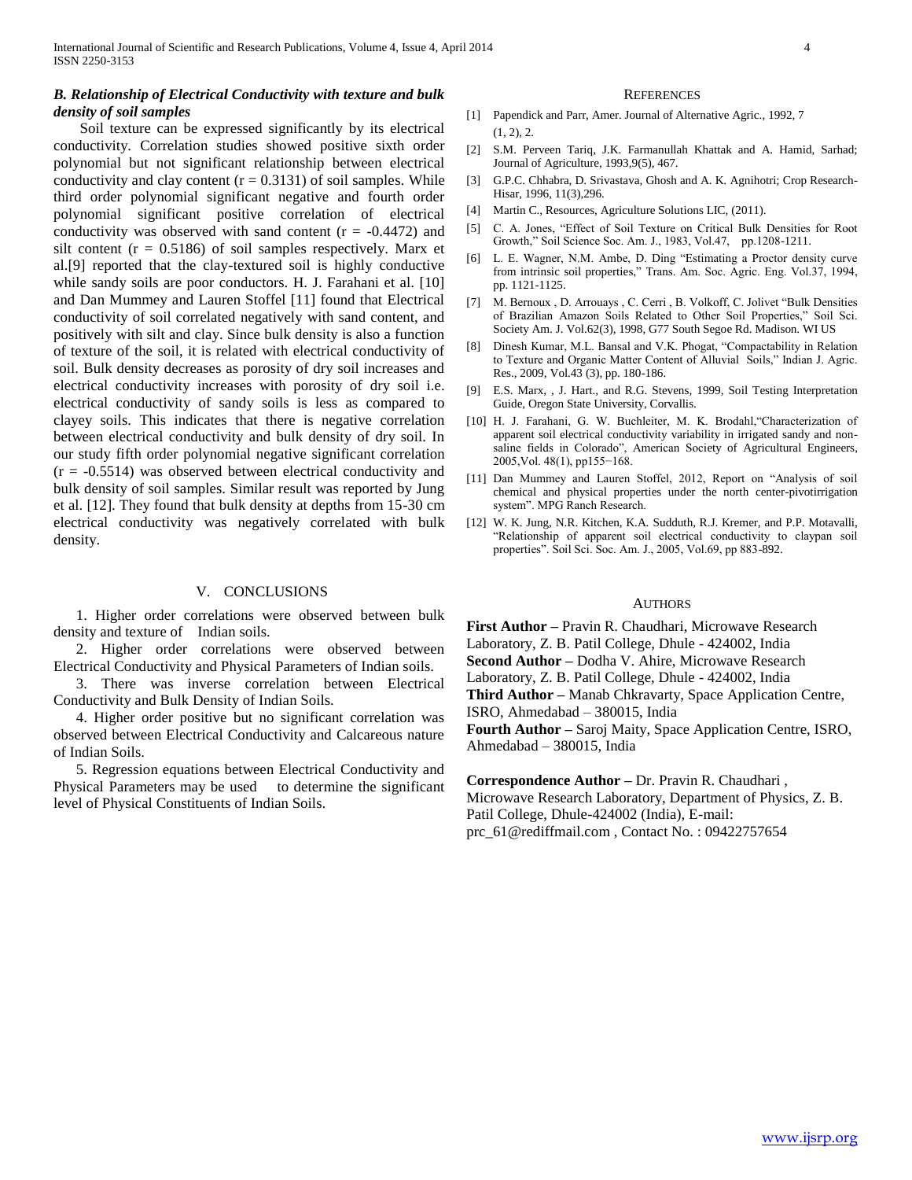### *B. Relationship of Electrical Conductivity with texture and bulk density of soil samples*

Soil texture can be expressed significantly by its electrical conductivity. Correlation studies showed positive sixth order polynomial but not significant relationship between electrical conductivity and clay content ($r = 0.3131$) of soil samples. While third order polynomial significant negative and fourth order polynomial significant positive correlation of electrical conductivity was observed with sand content ($r = -0.4472$) and silt content ($r = 0.5186$) of soil samples respectively. Marx et al.[9] reported that the clay-textured soil is highly conductive while sandy soils are poor conductors. H. J. Farahani et al. [10] and Dan Mummey and Lauren Stoffel [11] found that Electrical conductivity of soil correlated negatively with sand content, and positively with silt and clay. Since bulk density is also a function of texture of the soil, it is related with electrical conductivity of soil. Bulk density decreases as porosity of dry soil increases and electrical conductivity increases with porosity of dry soil i.e. electrical conductivity of sandy soils is less as compared to clayey soils. This indicates that there is negative correlation between electrical conductivity and bulk density of dry soil. In our study fifth order polynomial negative significant correlation ($r = -0.5514$) was observed between electrical conductivity and bulk density of soil samples. Similar result was reported by Jung et al. [12]. They found that bulk density at depths from 15-30 cm electrical conductivity was negatively correlated with bulk density.

## V. CONCLUSIONS

1. Higher order correlations were observed between bulk density and texture of Indian soils.

2. Higher order correlations were observed between Electrical Conductivity and Physical Parameters of Indian soils.

3. There was inverse correlation between Electrical Conductivity and Bulk Density of Indian Soils.

4. Higher order positive but no significant correlation was observed between Electrical Conductivity and Calcareous nature of Indian Soils.

5. Regression equations between Electrical Conductivity and Physical Parameters may be used to determine the significant level of Physical Constituents of Indian Soils.

## REFERENCES

[1] Papendick and Parr, Amer. Journal of Alternative Agric., 1992, 7 (1, 2), 2.

[2] S.M. Perveen Tariq, J.K. Farmanullah Khattak and A. Hamid, Sarhad; Journal of Agriculture, 1993,9(5), 467.

[3] G.P.C. Chhabra, D. Srivastava, Ghosh and A. K. Agnihotri; Crop Research-Hisar, 1996, 11(3),296.

[4] Martin C., Resources, Agriculture Solutions LIC, (2011).

[5] C. A. Jones, "Effect of Soil Texture on Critical Bulk Densities for Root Growth," Soil Science Soc. Am. J., 1983, Vol.47, pp.1208-1211.

[6] L. E. Wagner, N.M. Ambe, D. Ding "Estimating a Proctor density curve from intrinsic soil properties," Trans. Am. Soc. Agric. Eng. Vol.37, 1994, pp. 1121-1125.

[7] M. Bernoux , D. Arrouays , C. Cerri , B. Volkoff, C. Jolivet "Bulk Densities of Brazilian Amazon Soils Related to Other Soil Properties," Soil Sci. Society Am. J. Vol.62(3), 1998, G77 South Segoe Rd. Madison. WI US

[8] Dinesh Kumar, M.L. Bansal and V.K. Phogat, "Compactability in Relation to Texture and Organic Matter Content of Alluvial Soils," Indian J. Agric. Res., 2009, Vol.43 (3), pp. 180-186.

[9] E.S. Marx, , J. Hart., and R.G. Stevens, 1999, Soil Testing Interpretation Guide, Oregon State University, Corvallis.

[10] H. J. Farahani, G. W. Buchleiter, M. K. Brodahl,"Characterization of apparent soil electrical conductivity variability in irrigated sandy and non-saline fields in Colorado", American Society of Agricultural Engineers, 2005,Vol. 48(1), pp155−168.

[11] Dan Mummey and Lauren Stoffel, 2012, Report on "Analysis of soil chemical and physical properties under the north center-pivotirrigation system". MPG Ranch Research.

[12] W. K. Jung, N.R. Kitchen, K.A. Sudduth, R.J. Kremer, and P.P. Motavalli, "Relationship of apparent soil electrical conductivity to claypan soil properties". Soil Sci. Soc. Am. J., 2005, Vol.69, pp 883-892.

## AUTHORS

**First Author –** Pravin R. Chaudhari, Microwave Research Laboratory, Z. B. Patil College, Dhule - 424002, India

**Second Author –** Dodha V. Ahire, Microwave Research Laboratory, Z. B. Patil College, Dhule - 424002, India

**Third Author –** Manab Chkravarty, Space Application Centre, ISRO, Ahmedabad – 380015, India

**Fourth Author –** Saroj Maity, Space Application Centre, ISRO, Ahmedabad – 380015, India

**Correspondence Author –** Dr. Pravin R. Chaudhari , Microwave Research Laboratory, Department of Physics, Z. B. Patil College, Dhule-424002 (India), E-mail: prc_61@rediffmail.com , Contact No. : 09422757654